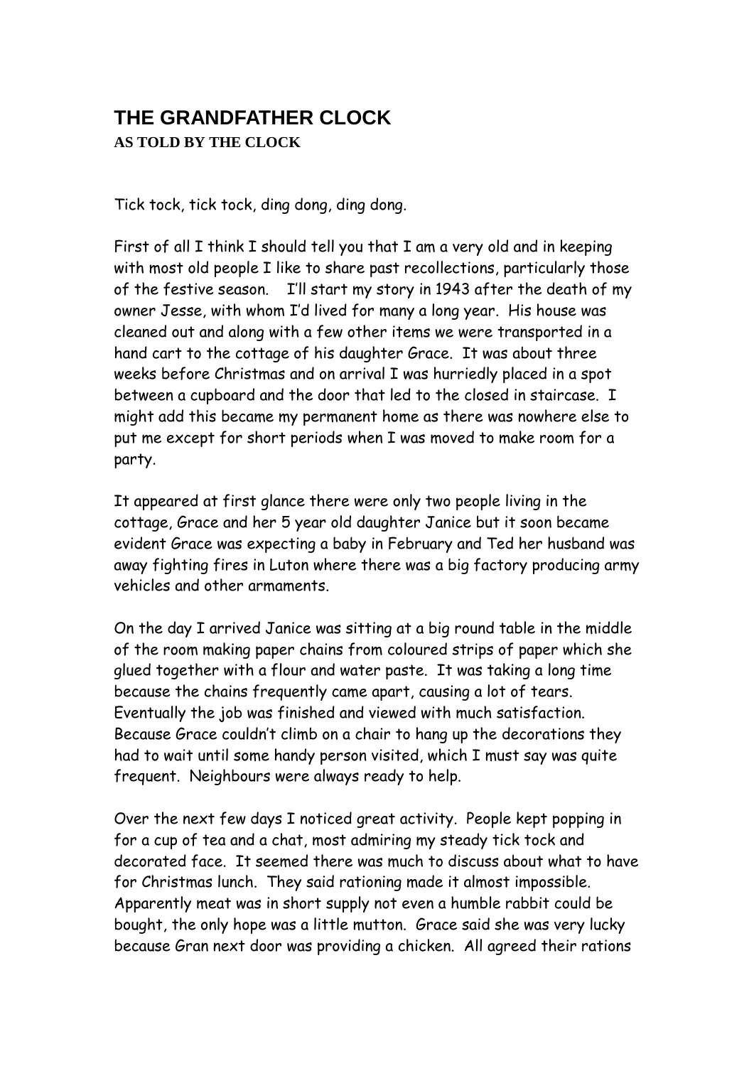# THE GRANDFATHER CLOCK

**AS TOLD BY THE CLOCK**

Tick tock, tick tock, ding dong, ding dong.

First of all I think I should tell you that I am a very old and in keeping with most old people I like to share past recollections, particularly those of the festive season. I'll start my story in 1943 after the death of my owner Jesse, with whom I'd lived for many a long year. His house was cleaned out and along with a few other items we were transported in a hand cart to the cottage of his daughter Grace. It was about three weeks before Christmas and on arrival I was hurriedly placed in a spot between a cupboard and the door that led to the closed in staircase. I might add this became my permanent home as there was nowhere else to put me except for short periods when I was moved to make room for a party.

It appeared at first glance there were only two people living in the cottage, Grace and her 5 year old daughter Janice but it soon became evident Grace was expecting a baby in February and Ted her husband was away fighting fires in Luton where there was a big factory producing army vehicles and other armaments.

On the day I arrived Janice was sitting at a big round table in the middle of the room making paper chains from coloured strips of paper which she glued together with a flour and water paste. It was taking a long time because the chains frequently came apart, causing a lot of tears. Eventually the job was finished and viewed with much satisfaction. Because Grace couldn't climb on a chair to hang up the decorations they had to wait until some handy person visited, which I must say was quite frequent. Neighbours were always ready to help.

Over the next few days I noticed great activity. People kept popping in for a cup of tea and a chat, most admiring my steady tick tock and decorated face. It seemed there was much to discuss about what to have for Christmas lunch. They said rationing made it almost impossible. Apparently meat was in short supply not even a humble rabbit could be bought, the only hope was a little mutton. Grace said she was very lucky because Gran next door was providing a chicken. All agreed their rations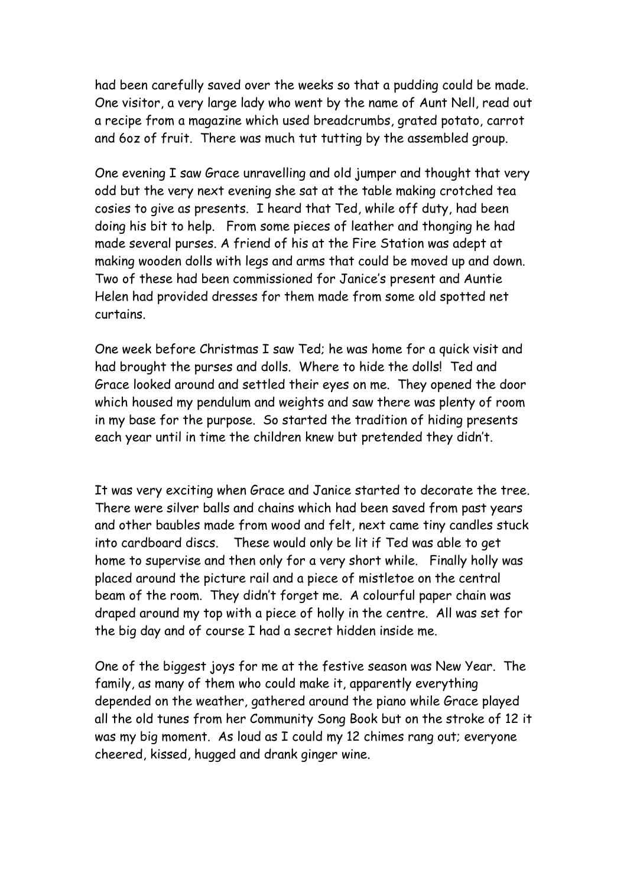had been carefully saved over the weeks so that a pudding could be made. One visitor, a very large lady who went by the name of Aunt Nell, read out a recipe from a magazine which used breadcrumbs, grated potato, carrot and 6oz of fruit. There was much tut tutting by the assembled group.

One evening I saw Grace unravelling and old jumper and thought that very odd but the very next evening she sat at the table making crotched tea cosies to give as presents. I heard that Ted, while off duty, had been doing his bit to help. From some pieces of leather and thonging he had made several purses. A friend of his at the Fire Station was adept at making wooden dolls with legs and arms that could be moved up and down. Two of these had been commissioned for Janice's present and Auntie Helen had provided dresses for them made from some old spotted net curtains.

One week before Christmas I saw Ted; he was home for a quick visit and had brought the purses and dolls. Where to hide the dolls! Ted and Grace looked around and settled their eyes on me. They opened the door which housed my pendulum and weights and saw there was plenty of room in my base for the purpose. So started the tradition of hiding presents each year until in time the children knew but pretended they didn't.

It was very exciting when Grace and Janice started to decorate the tree. There were silver balls and chains which had been saved from past years and other baubles made from wood and felt, next came tiny candles stuck into cardboard discs. These would only be lit if Ted was able to get home to supervise and then only for a very short while. Finally holly was placed around the picture rail and a piece of mistletoe on the central beam of the room. They didn't forget me. A colourful paper chain was draped around my top with a piece of holly in the centre. All was set for the big day and of course I had a secret hidden inside me.

One of the biggest joys for me at the festive season was New Year. The family, as many of them who could make it, apparently everything depended on the weather, gathered around the piano while Grace played all the old tunes from her Community Song Book but on the stroke of 12 it was my big moment. As loud as I could my 12 chimes rang out; everyone cheered, kissed, hugged and drank ginger wine.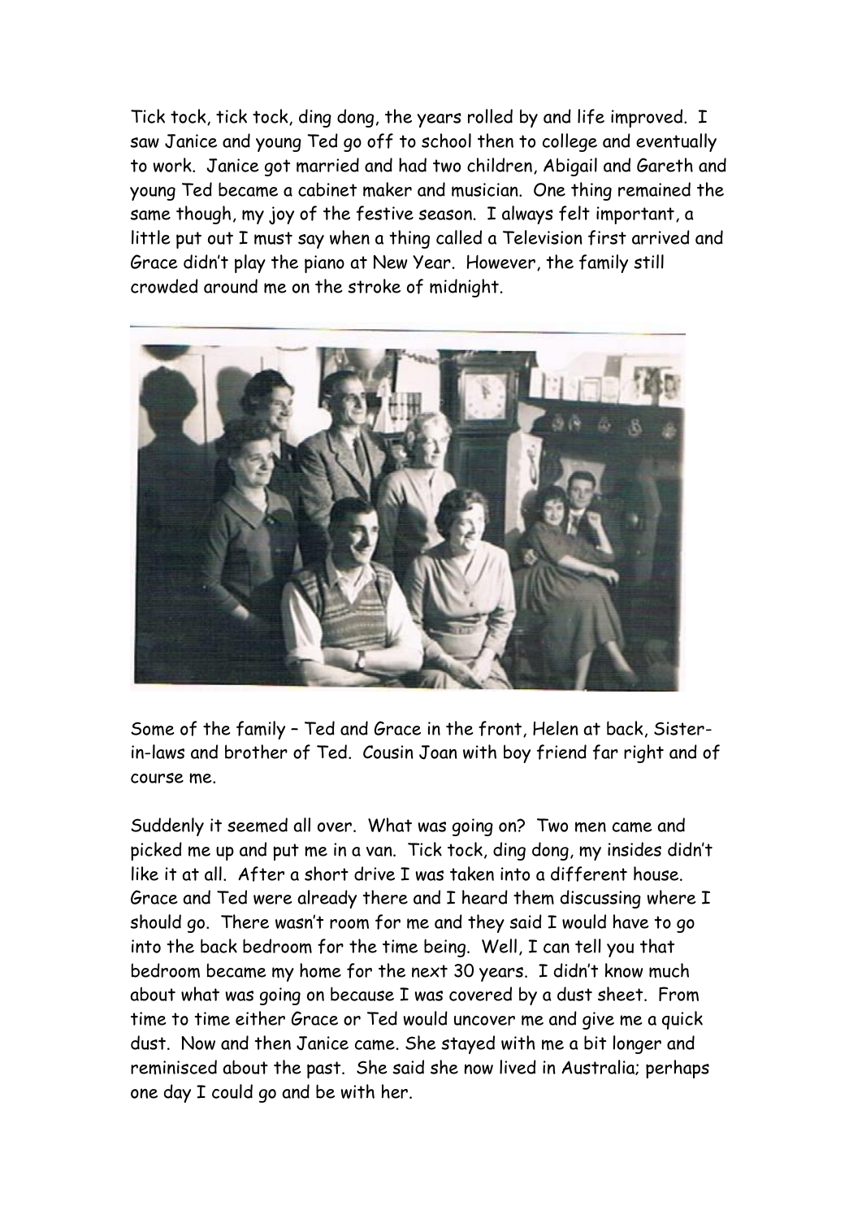Tick tock, tick tock, ding dong, the years rolled by and life improved. I saw Janice and young Ted go off to school then to college and eventually to work. Janice got married and had two children, Abigail and Gareth and young Ted became a cabinet maker and musician. One thing remained the same though, my joy of the festive season. I always felt important, a little put out I must say when a thing called a Television first arrived and Grace didn't play the piano at New Year. However, the family still crowded around me on the stroke of midnight.

Some of the family – Ted and Grace in the front, Helen at back, Sister-in-laws and brother of Ted. Cousin Joan with boy friend far right and of course me.

Suddenly it seemed all over. What was going on? Two men came and picked me up and put me in a van. Tick tock, ding dong, my insides didn't like it at all. After a short drive I was taken into a different house. Grace and Ted were already there and I heard them discussing where I should go. There wasn't room for me and they said I would have to go into the back bedroom for the time being. Well, I can tell you that bedroom became my home for the next 30 years. I didn't know much about what was going on because I was covered by a dust sheet. From time to time either Grace or Ted would uncover me and give me a quick dust. Now and then Janice came. She stayed with me a bit longer and reminisced about the past. She said she now lived in Australia; perhaps one day I could go and be with her.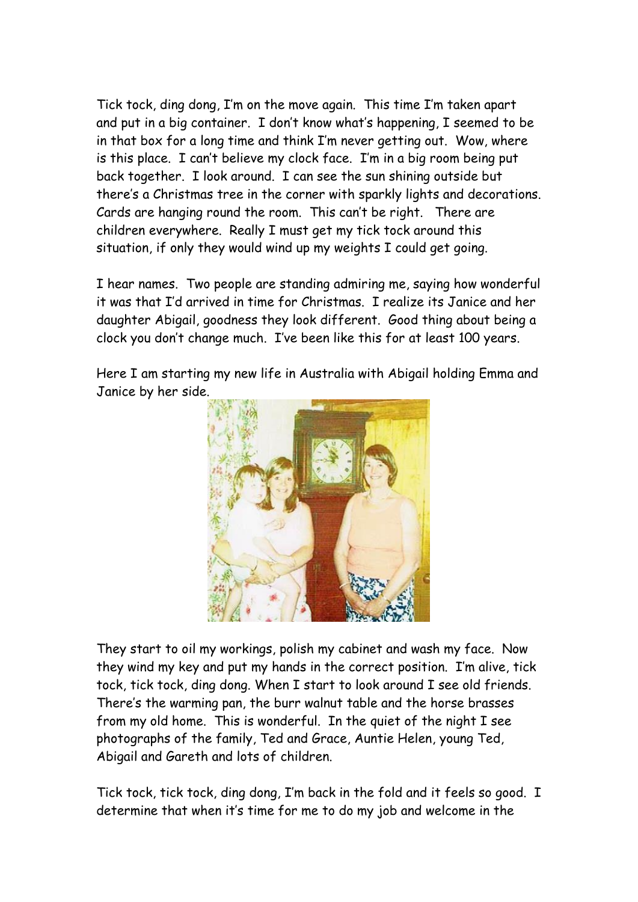Tick tock, ding dong, I'm on the move again. This time I'm taken apart and put in a big container. I don't know what's happening, I seemed to be in that box for a long time and think I'm never getting out. Wow, where is this place. I can't believe my clock face. I'm in a big room being put back together. I look around. I can see the sun shining outside but there's a Christmas tree in the corner with sparkly lights and decorations. Cards are hanging round the room. This can't be right. There are children everywhere. Really I must get my tick tock around this situation, if only they would wind up my weights I could get going.

I hear names. Two people are standing admiring me, saying how wonderful it was that I'd arrived in time for Christmas. I realize its Janice and her daughter Abigail, goodness they look different. Good thing about being a clock you don't change much. I've been like this for at least 100 years.

Here I am starting my new life in Australia with Abigail holding Emma and Janice by her side.

They start to oil my workings, polish my cabinet and wash my face. Now they wind my key and put my hands in the correct position. I'm alive, tick tock, tick tock, ding dong. When I start to look around I see old friends. There's the warming pan, the burr walnut table and the horse brasses from my old home. This is wonderful. In the quiet of the night I see photographs of the family, Ted and Grace, Auntie Helen, young Ted, Abigail and Gareth and lots of children.

Tick tock, tick tock, ding dong, I'm back in the fold and it feels so good. I determine that when it's time for me to do my job and welcome in the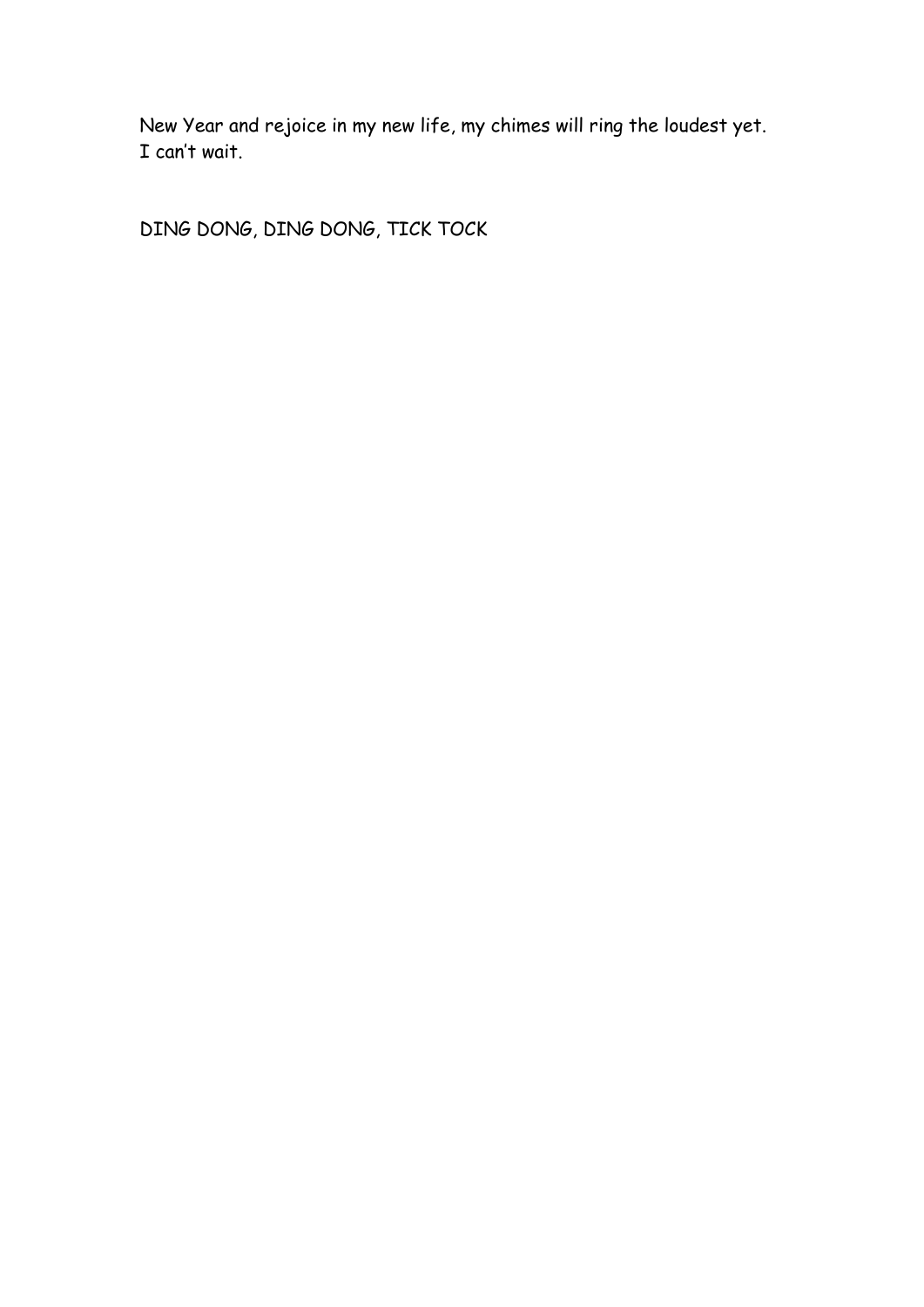New Year and rejoice in my new life, my chimes will ring the loudest yet. I can't wait.

DING DONG, DING DONG, TICK TOCK